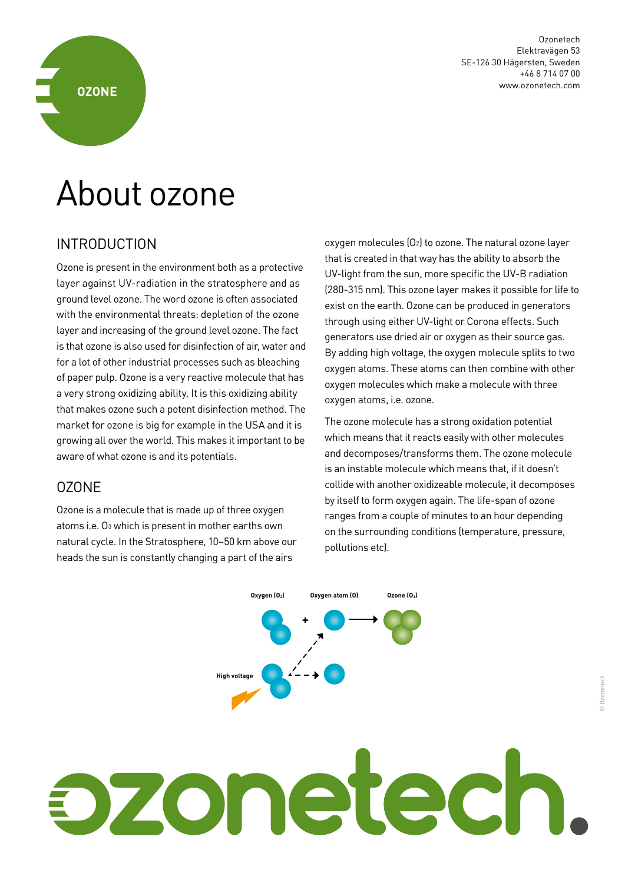Ozonetech
Elektravägen 53
SE-126 30 Hägersten, Sweden
+46 8 714 07 00
www.ozonetech.com

# About ozone

## INTRODUCTION

Ozone is present in the environment both as a protective layer against UV-radiation in the stratosphere and as ground level ozone. The word ozone is often associated with the environmental threats: depletion of the ozone layer and increasing of the ground level ozone. The fact is that ozone is also used for disinfection of air, water and for a lot of other industrial processes such as bleaching of paper pulp. Ozone is a very reactive molecule that has a very strong oxidizing ability. It is this oxidizing ability that makes ozone such a potent disinfection method. The market for ozone is big for example in the USA and it is growing all over the world. This makes it important to be aware of what ozone is and its potentials.

## OZONE

Ozone is a molecule that is made up of three oxygen atoms i.e. $O_3$ which is present in mother earths own natural cycle. In the Stratosphere, 10–50 km above our heads the sun is constantly changing a part of the airs oxygen molecules ($O_2$) to ozone. The natural ozone layer that is created in that way has the ability to absorb the UV-light from the sun, more specific the UV-B radiation (280-315 nm). This ozone layer makes it possible for life to exist on the earth. Ozone can be produced in generators through using either UV-light or Corona effects. Such generators use dried air or oxygen as their source gas. By adding high voltage, the oxygen molecule splits to two oxygen atoms. These atoms can then combine with other oxygen molecules which make a molecule with three oxygen atoms, i.e. ozone.

The ozone molecule has a strong oxidation potential which means that it reacts easily with other molecules and decomposes/transforms them. The ozone molecule is an instable molecule which means that, if it doesn't collide with another oxidizeable molecule, it decomposes by itself to form oxygen again. The life-span of ozone ranges from a couple of minutes to an hour depending on the surrounding conditions (temperature, pressure, pollutions etc).

Oxygen ($O_2$) + Oxygen atom (O) → Ozone ($O_3$)

High voltage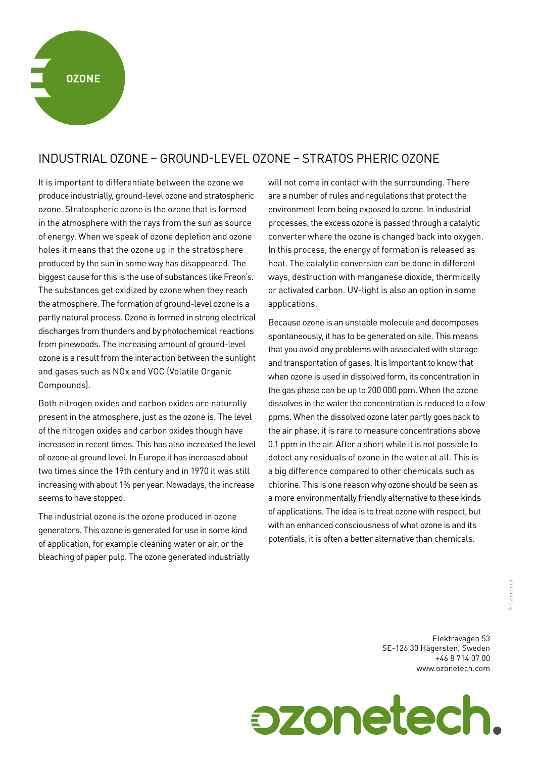# INDUSTRIAL OZONE – GROUND-LEVEL OZONE – STRATOS PHERIC OZONE

It is important to differentiate between the ozone we produce industrially, ground-level ozone and stratospheric ozone. Stratospheric ozone is the ozone that is formed in the atmosphere with the rays from the sun as source of energy. When we speak of ozone depletion and ozone holes it means that the ozone up in the stratosphere produced by the sun in some way has disappeared. The biggest cause for this is the use of substances like Freon's. The substances get oxidized by ozone when they reach the atmosphere. The formation of ground-level ozone is a partly natural process. Ozone is formed in strong electrical discharges from thunders and by photochemical reactions from pinewoods. The increasing amount of ground-level ozone is a result from the interaction between the sunlight and gases such as NOx and VOC (Volatile Organic Compounds).

Both nitrogen oxides and carbon oxides are naturally present in the atmosphere, just as the ozone is. The level of the nitrogen oxides and carbon oxides though have increased in recent times. This has also increased the level of ozone at ground level. In Europe it has increased about two times since the 19th century and in 1970 it was still increasing with about 1% per year. Nowadays, the increase seems to have stopped.

The industrial ozone is the ozone produced in ozone generators. This ozone is generated for use in some kind of application, for example cleaning water or air, or the bleaching of paper pulp. The ozone generated industrially will not come in contact with the surrounding. There are a number of rules and regulations that protect the environment from being exposed to ozone. In industrial processes, the excess ozone is passed through a catalytic converter where the ozone is changed back into oxygen. In this process, the energy of formation is released as heat. The catalytic conversion can be done in different ways, destruction with manganese dioxide, thermically or activated carbon. UV-light is also an option in some applications.

Because ozone is an unstable molecule and decomposes spontaneously, it has to be generated on site. This means that you avoid any problems with associated with storage and transportation of gases. It is Important to know that when ozone is used in dissolved form, its concentration in the gas phase can be up to 200 000 ppm. When the ozone dissolves in the water the concentration is reduced to a few ppms. When the dissolved ozone later partly goes back to the air phase, it is rare to measure concentrations above 0.1 ppm in the air. After a short while it is not possible to detect any residuals of ozone in the water at all. This is a big difference compared to other chemicals such as chlorine. This is one reason why ozone should be seen as a more environmentally friendly alternative to these kinds of applications. The idea is to treat ozone with respect, but with an enhanced consciousness of what ozone is and its potentials, it is often a better alternative than chemicals.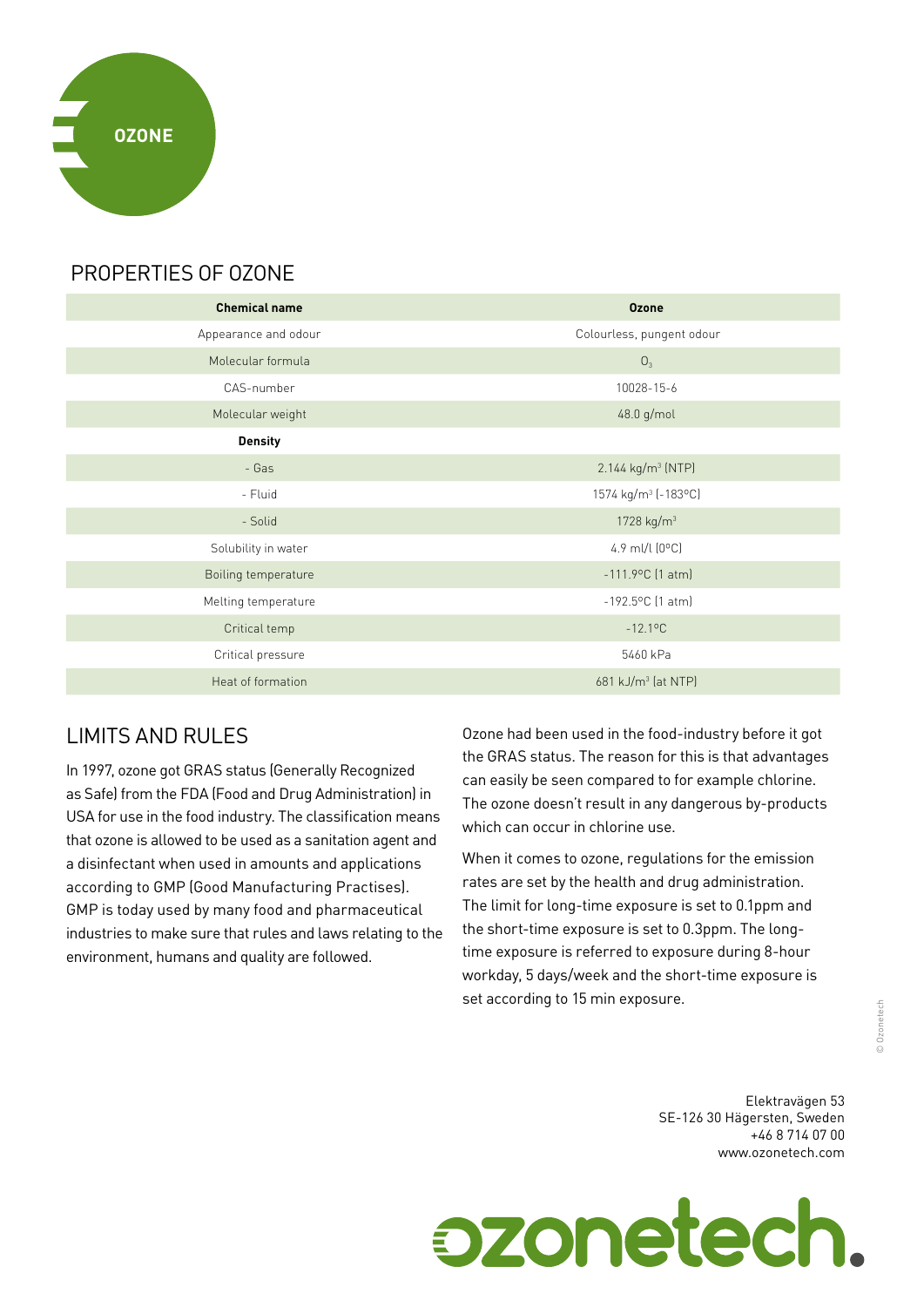OZONE

## PROPERTIES OF OZONE

| Chemical name | Ozone |
| --- | --- |
| Appearance and odour | Colourless, pungent odour |
| Molecular formula | $O_3$ |
| CAS-number | 10028-15-6 |
| Molecular weight | 48.0 g/mol |
| **Density** | |
| - Gas | 2.144 kg/m$^3$ (NTP) |
| - Fluid | 1574 kg/m$^3$ (-183ºC) |
| - Solid | 1728 kg/m$^3$ |
| Solubility in water | 4.9 ml/l (0ºC) |
| Boiling temperature | -111.9ºC (1 atm) |
| Melting temperature | -192.5ºC (1 atm) |
| Critical temp | -12.1ºC |
| Critical pressure | 5460 kPa |
| Heat of formation | 681 kJ/m$^3$ (at NTP) |

## LIMITS AND RULES

In 1997, ozone got GRAS status (Generally Recognized as Safe) from the FDA (Food and Drug Administration) in USA for use in the food industry. The classification means that ozone is allowed to be used as a sanitation agent and a disinfectant when used in amounts and applications according to GMP (Good Manufacturing Practises). GMP is today used by many food and pharmaceutical industries to make sure that rules and laws relating to the environment, humans and quality are followed.

Ozone had been used in the food-industry before it got the GRAS status. The reason for this is that advantages can easily be seen compared to for example chlorine. The ozone doesn't result in any dangerous by-products which can occur in chlorine use.

When it comes to ozone, regulations for the emission rates are set by the health and drug administration. The limit for long-time exposure is set to 0.1ppm and the short-time exposure is set to 0.3ppm. The long-time exposure is referred to exposure during 8-hour workday, 5 days/week and the short-time exposure is set according to 15 min exposure.

Elektravägen 53
SE-126 30 Hägersten, Sweden
+46 8 714 07 00
www.ozonetech.com

ozonetech.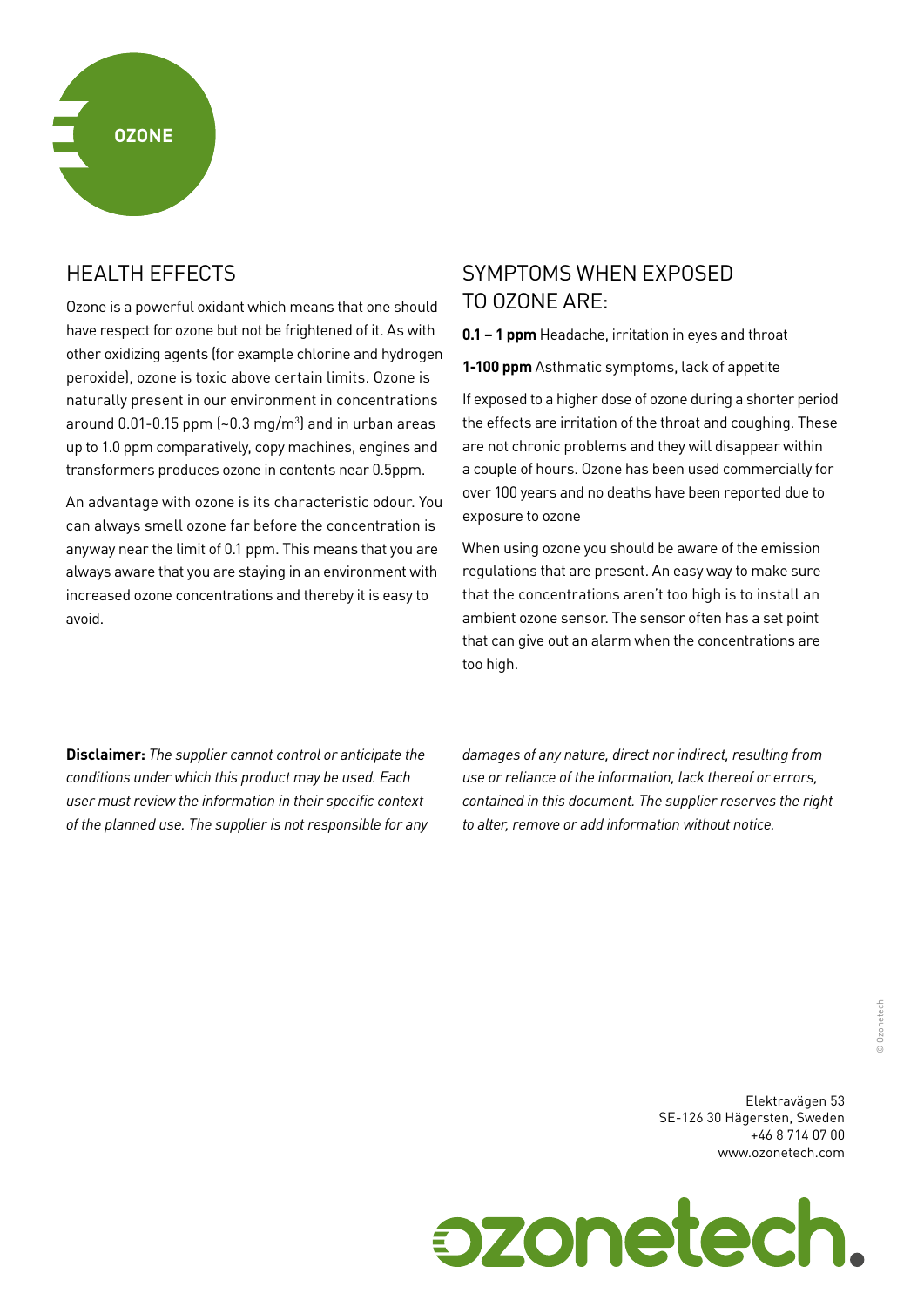OZONE

## HEALTH EFFECTS

Ozone is a powerful oxidant which means that one should have respect for ozone but not be frightened of it. As with other oxidizing agents (for example chlorine and hydrogen peroxide), ozone is toxic above certain limits. Ozone is naturally present in our environment in concentrations around 0.01-0.15 ppm (~0.3 mg/m$^3$) and in urban areas up to 1.0 ppm comparatively, copy machines, engines and transformers produces ozone in contents near 0.5ppm.

An advantage with ozone is its characteristic odour. You can always smell ozone far before the concentration is anyway near the limit of 0.1 ppm. This means that you are always aware that you are staying in an environment with increased ozone concentrations and thereby it is easy to avoid.

## SYMPTOMS WHEN EXPOSED TO OZONE ARE:

**0.1 – 1 ppm** Headache, irritation in eyes and throat

**1-100 ppm** Asthmatic symptoms, lack of appetite

If exposed to a higher dose of ozone during a shorter period the effects are irritation of the throat and coughing. These are not chronic problems and they will disappear within a couple of hours. Ozone has been used commercially for over 100 years and no deaths have been reported due to exposure to ozone

When using ozone you should be aware of the emission regulations that are present. An easy way to make sure that the concentrations aren't too high is to install an ambient ozone sensor. The sensor often has a set point that can give out an alarm when the concentrations are too high.

**Disclaimer:** *The supplier cannot control or anticipate the conditions under which this product may be used. Each user must review the information in their specific context of the planned use. The supplier is not responsible for any damages of any nature, direct nor indirect, resulting from use or reliance of the information, lack thereof or errors, contained in this document. The supplier reserves the right to alter, remove or add information without notice.*

© Ozonetech

Elektravägen 53
SE-126 30 Hägersten, Sweden
+46 8 714 07 00
www.ozonetech.com

ozonetech.